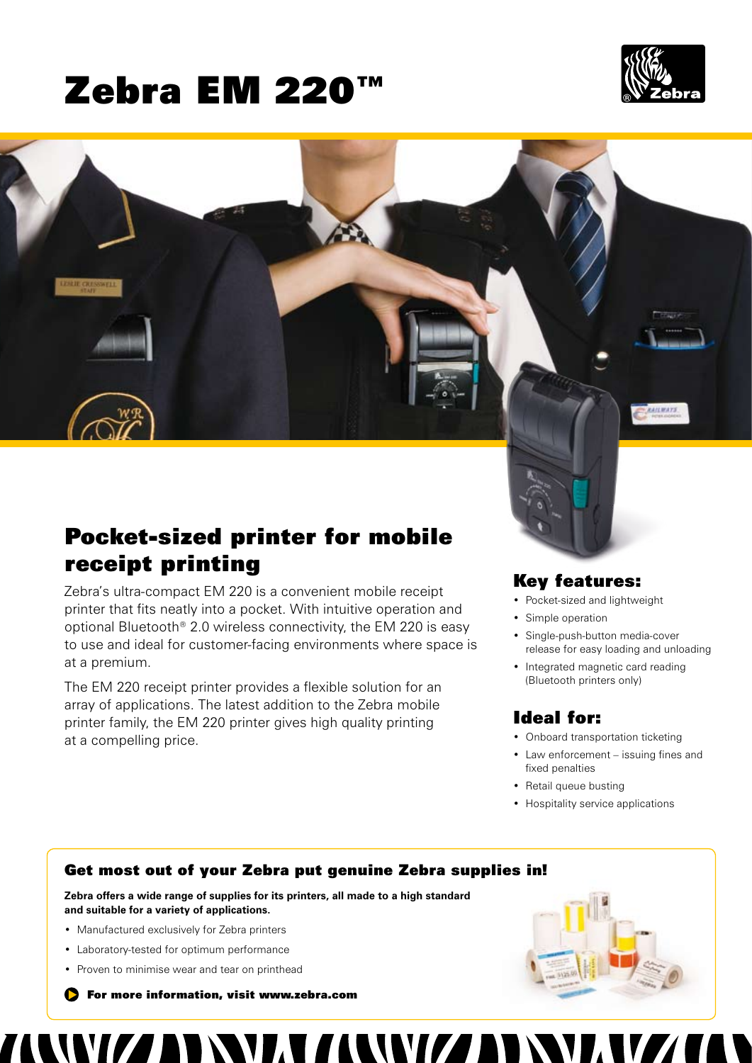# Zebra EM 220™

## Pocket-sized printer for mobile receipt printing

Zebra's ultra-compact EM 220 is a convenient mobile receipt printer that fits neatly into a pocket. With intuitive operation and optional Bluetooth® 2.0 wireless connectivity, the EM 220 is easy to use and ideal for customer-facing environments where space is at a premium.

The EM 220 receipt printer provides a flexible solution for an array of applications. The latest addition to the Zebra mobile printer family, the EM 220 printer gives high quality printing at a compelling price.

### Key features:

- Pocket-sized and lightweight
- Simple operation
- Single-push-button media-cover release for easy loading and unloading
- Integrated magnetic card reading (Bluetooth printers only)

### Ideal for:

- Onboard transportation ticketing
- Law enforcement – issuing fines and fixed penalties
- Retail queue busting
- Hospitality service applications

### Get most out of your Zebra put genuine Zebra supplies in!

**Zebra offers a wide range of supplies for its printers, all made to a high standard and suitable for a variety of applications.**

- Manufactured exclusively for Zebra printers
- Laboratory-tested for optimum performance
- Proven to minimise wear and tear on printhead

**For more information, visit www.zebra.com**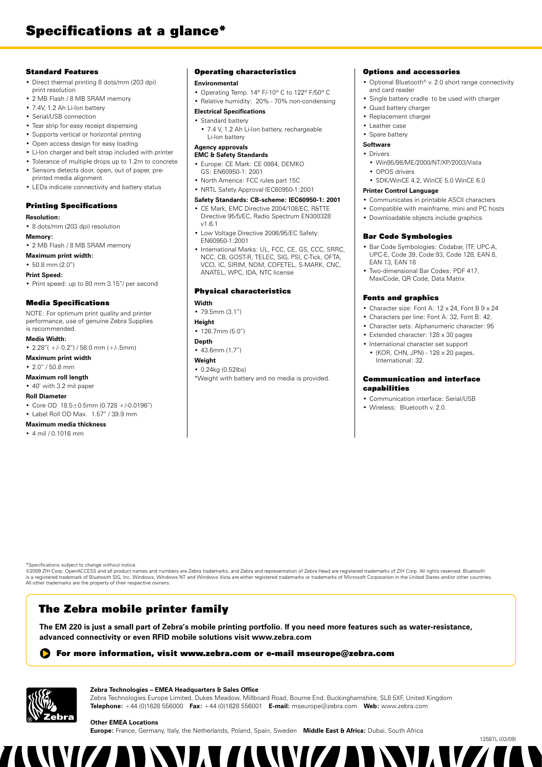# Specifications at a glance*

## Standard Features

- Direct thermal printing 8 dots/mm (203 dpi) print resolution
- 2 MB Flash / 8 MB SRAM memory
- 7.4V, 1.2 Ah Li-Ion battery
- Serial/USB connection
- Tear strip for easy receipt dispensing
- Supports vertical or horizontal printing
- Open access design for easy loading
- Li-Ion charger and belt strap included with printer
- Tolerance of multiple drops up to 1.2m to concrete
- Sensors detects door, open, out of paper, pre-printed media alignment
- LEDs indicate connectivity and battery status

## Printing Specifications

**Resolution:**

- 8 dots/mm (203 dpi) resolution

**Memory:**

- 2 MB Flash / 8 MB SRAM memory

**Maximum print width:**

- 50.8 mm (2.0")

**Print Speed:**

- Print speed: up to 80 mm 3.15"/ per second

## Media Specifications

NOTE: For optimum print quality and printer performance, use of genuine Zebra Supplies is recommended.

**Media Width:**

- 2.28"( +/- 0.2") / 58.0 mm (+/-.5mm)

**Maximum print width**

- 2.0" / 50.8 mm

**Maximum roll length**

- 40' with 3.2 mil paper

**Roll Diameter**

- Core OD 18.5±0.5mm (0.728 +/-0.0196")
- Label Roll OD Max. 1.57" / 39.9 mm

**Maximum media thickness**

- 4 mil / 0.1016 mm

## Operating characteristics

**Environmental**

- Operating Temp. 14º F/-10º C to 122º F/50º C
- Relative humidity: 20% - 70% non-condensing

**Electrical Specifications**

- Standard battery
  - 7.4 V, 1.2 Ah Li-Ion battery, rechargeable Li-Ion battery

**Agency approvals**

**EMC & Safety Standards**

- Europe: CE Mark: CE 0984, DEMKO GS: EN60950-1: 2001
- North America: FCC rules part 15C
- NRTL Safety Approval IEC60950-1:2001

**Safety Standards: CB-scheme: IEC60950-1: 2001**

- CE Mark, EMC Directive 2004/108/EC, R&TTE Directive 95/5/EC, Radio Spectrum EN300328 v1.6.1
- Low Voltage Directive 2006/95/EC Safety: EN60950-1:2001
- International Marks: UL, FCC, CE, GS, CCC, SRRC, NCC, CB, GOST-R, TELEC, SIG, PSI, C-Tick, OFTA, VCCI, IC, SIRIM, NOM, COFETEL, S-MARK, CNC, ANATEL, WPC, IDA, NTC license

## Physical characteristics

**Width**

- 79.5mm (3.1")

**Height**

- 126.7mm (5.0")

**Depth**

- 43.6mm (1.7")

**Weight**

- 0.24kg (0.52lbs)

*Weight with battery and no media is provided.

## Options and accessories

- Optional Bluetooth® v. 2.0 short range connectivity and card reader
- Single battery cradle to be used with charger
- Quad battery charger
- Replacement charger
- Leather case
- Spare battery

**Software**

- Drivers
  - Win95/98/ME/2000/NT/XP/2003/Vista
  - OPOS drivers
  - SDK/WinCE 4.2, WinCE 5.0 WinCE 6.0

**Printer Control Language**

- Communicates in printable ASCII characters
- Compatible with mainframe, mini and PC hosts
- Downloadable objects include graphics

## Bar Code Symbologies

- Bar Code Symbologies: Codabar, ITF, UPC-A, UPC-E, Code 39, Code 93, Code 128, EAN 8, EAN 13, EAN 18
- Two-dimensional Bar Codes: PDF 417, MaxiCode, QR Code, Data Matrix

## Fonts and graphics

- Character size: Font A: 12 x 24, Font B 9 x 24
- Characters per line: Font A: 32, Font B: 42,
- Character sets: Alphanumeric character: 95
- Extended character: 128 x 30 pages
- International character set support
  - (KOR, CHN, JPN) - 128 x 20 pages, International: 32.

## Communication and interface capabilities

- Communication interface: Serial/USB
- Wireless: Bluetooth v. 2.0.

*Specifications subject to change without notice.

©2009 ZIH Corp. OpenACCESS and all product names and numbers are Zebra trademarks, and Zebra and representation of Zebra Head are registered trademarks of ZIH Corp. All rights reserved. Bluetooth is a registered trademark of Bluetooth SIG, Inc. Windows, Windows NT and Windows Vista are either registered trademarks or trademarks of Microsoft Corporation in the United States and/or other countries. All other trademarks are the property of their respective owners.

## The Zebra mobile printer family

**The EM 220 is just a small part of Zebra's mobile printing portfolio. If you need more features such as water-resistance, advanced connectivity or even RFID mobile solutions visit www.zebra.com**

**For more information, visit www.zebra.com or e-mail mseurope@zebra.com**

**Zebra Technologies – EMEA Headquarters & Sales Office**

Zebra Technologies Europe Limited, Dukes Meadow, Millboard Road, Bourne End, Buckinghamshire, SL8 5XF, United Kingdom

**Telephone:** +44 (0)1628 556000 **Fax:** +44 (0)1628 556001 **E-mail:** mseurope@zebra.com **Web:** www.zebra.com

**Other EMEA Locations**

**Europe:** France, Germany, Italy, the Netherlands, Poland, Spain, Sweden **Middle East & Africa:** Dubai, South Africa

12587L (03/09)